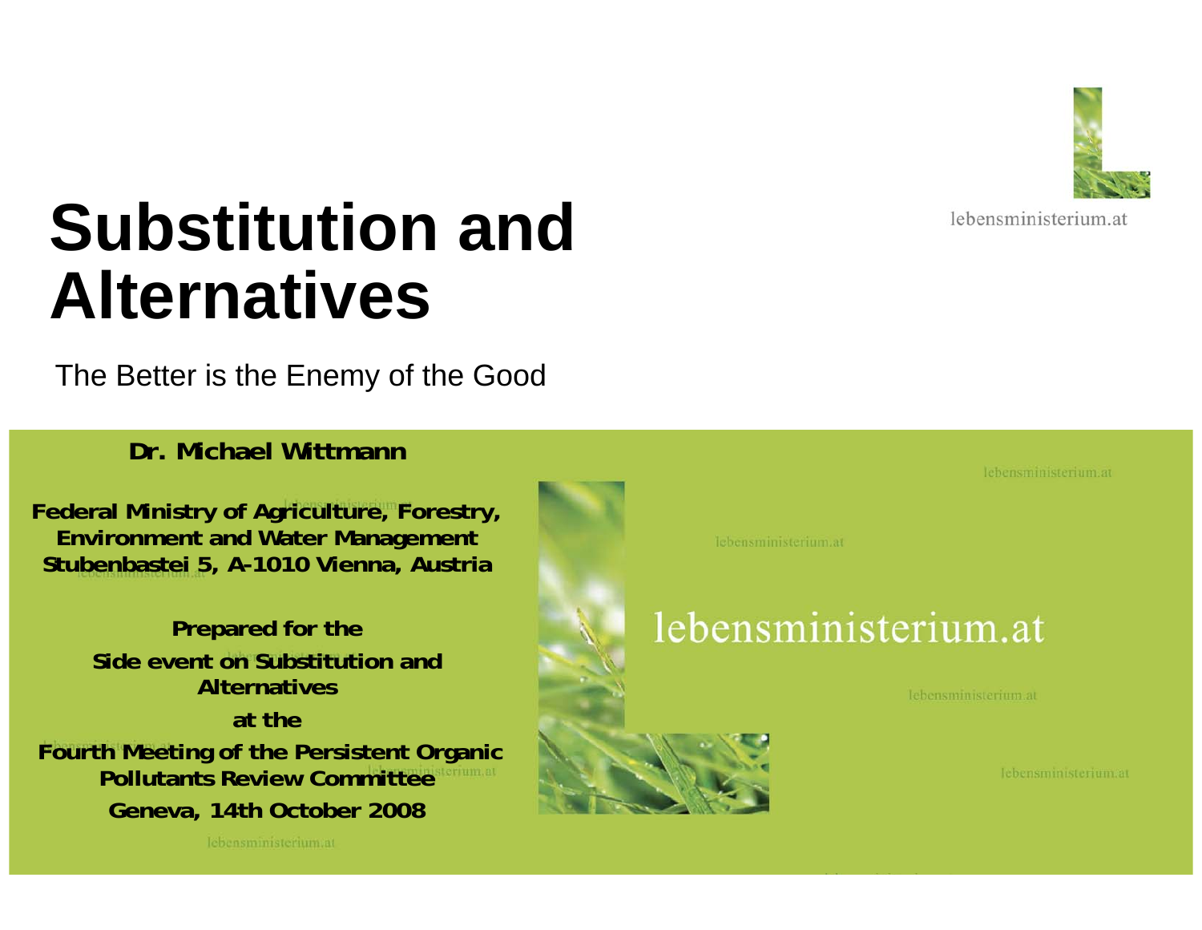# Substitution and Alternatives

The Better is the Enemy of the Good

**Dr. Michael Wittmann**

**Federal Ministry of Agriculture, Forestry, Environment and Water Management**
**Stubenbastei 5, A-1010 Vienna, Austria**

**Prepared for the**
**Side event on Substitution and Alternatives**
**at the**
**Fourth Meeting of the Persistent Organic Pollutants Review Committee**
**Geneva, 14th October 2008**

lebensministerium.at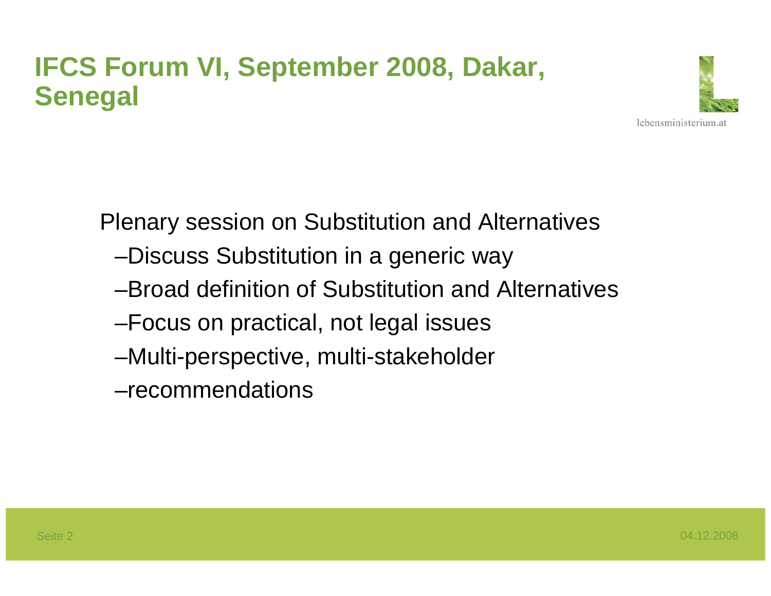# IFCS Forum VI, September 2008, Dakar, Senegal

Plenary session on Substitution and Alternatives

- Discuss Substitution in a generic way
- Broad definition of Substitution and Alternatives
- Focus on practical, not legal issues
- Multi-perspective, multi-stakeholder
- recommendations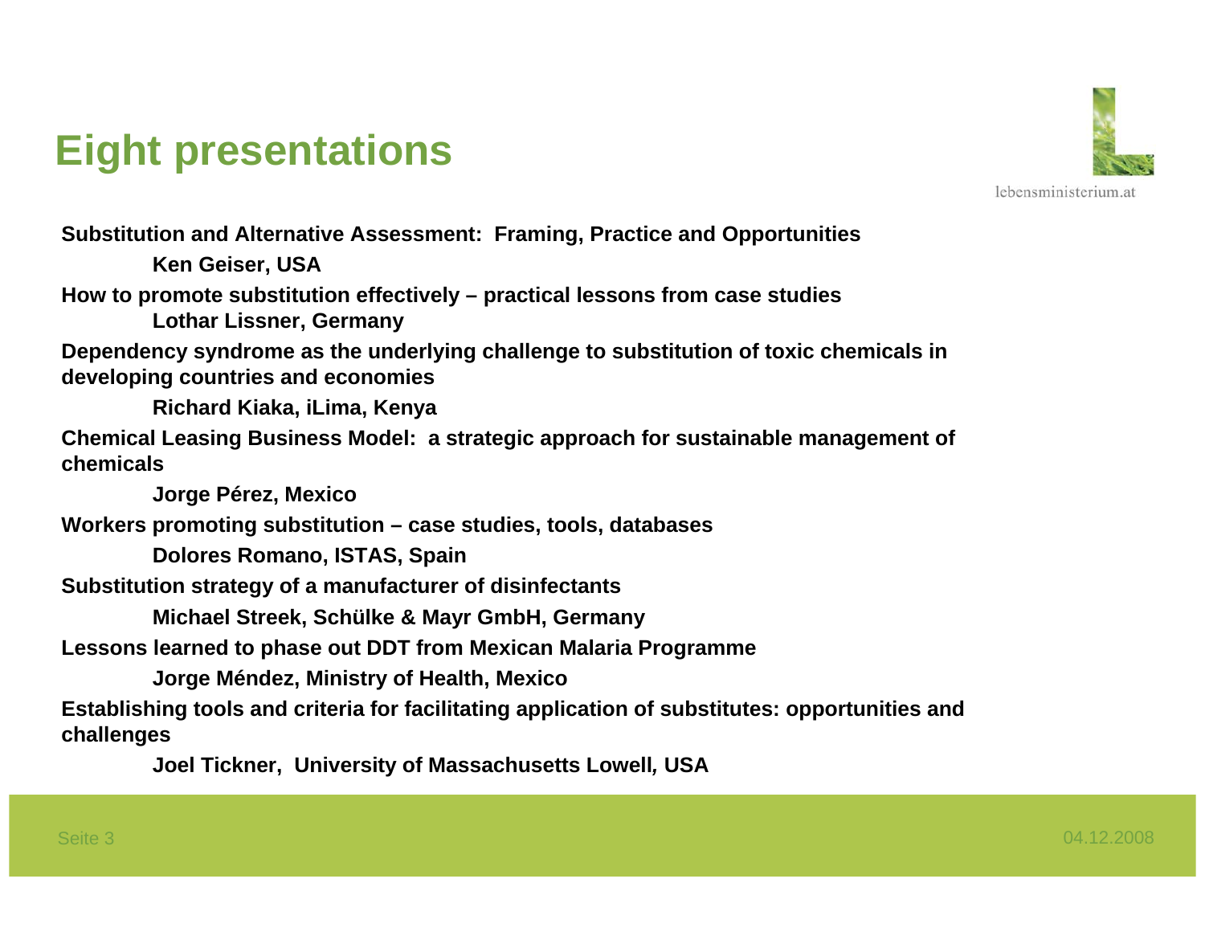# Eight presentations

**Substitution and Alternative Assessment: Framing, Practice and Opportunities**

**Ken Geiser, USA**

**How to promote substitution effectively – practical lessons from case studies**

**Lothar Lissner, Germany**

**Dependency syndrome as the underlying challenge to substitution of toxic chemicals in developing countries and economies**

**Richard Kiaka, iLima, Kenya**

**Chemical Leasing Business Model: a strategic approach for sustainable management of chemicals**

**Jorge Pérez, Mexico**

**Workers promoting substitution – case studies, tools, databases**

**Dolores Romano, ISTAS, Spain**

**Substitution strategy of a manufacturer of disinfectants**

**Michael Streek, Schülke & Mayr GmbH, Germany**

**Lessons learned to phase out DDT from Mexican Malaria Programme**

**Jorge Méndez, Ministry of Health, Mexico**

**Establishing tools and criteria for facilitating application of substitutes: opportunities and challenges**

**Joel Tickner, University of Massachusetts Lowell, USA**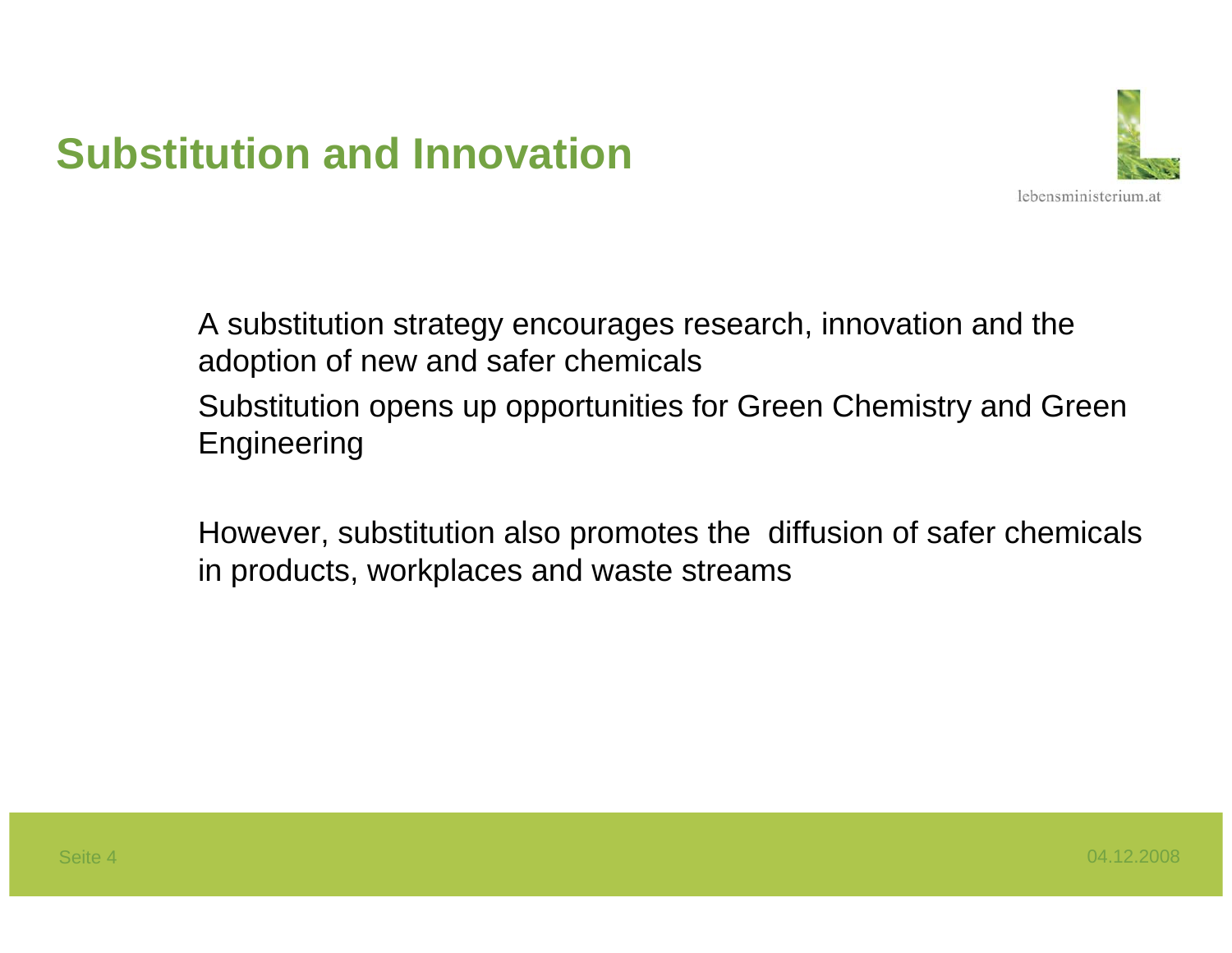# Substitution and Innovation

A substitution strategy encourages research, innovation and the adoption of new and safer chemicals

Substitution opens up opportunities for Green Chemistry and Green Engineering

However, substitution also promotes the diffusion of safer chemicals in products, workplaces and waste streams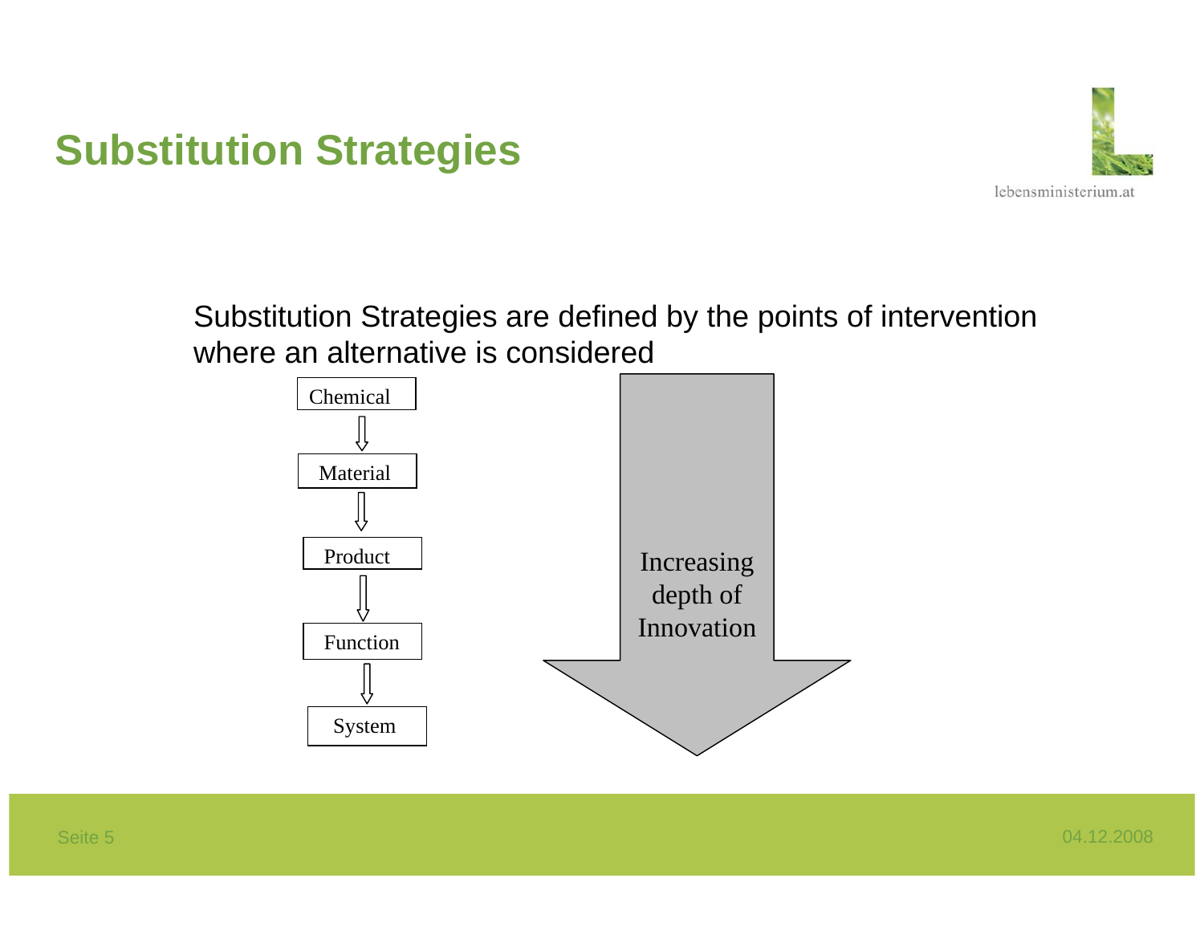# Substitution Strategies

Substitution Strategies are defined by the points of intervention where an alternative is considered

Chemical
⇩
Material
⇩
Product
⇩
Function
⇩
System

Increasing depth of Innovation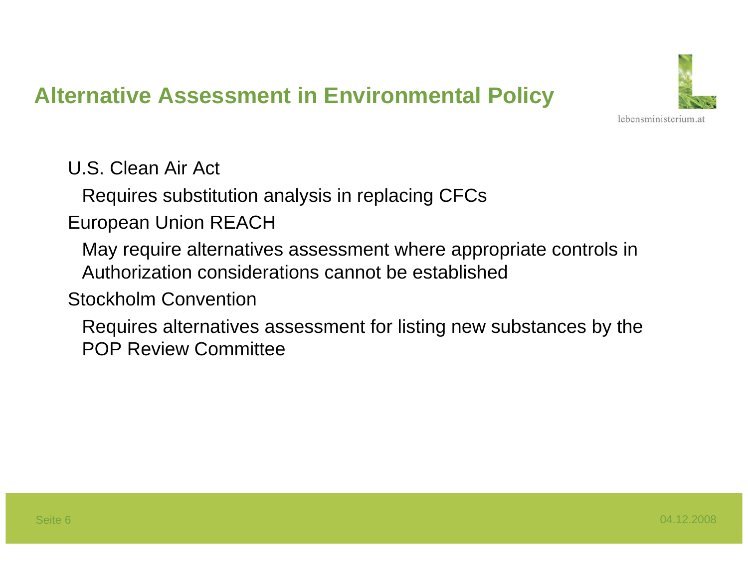## Alternative Assessment in Environmental Policy

- U.S. Clean Air Act
  - Requires substitution analysis in replacing CFCs
- European Union REACH
  - May require alternatives assessment where appropriate controls in Authorization considerations cannot be established
- Stockholm Convention
  - Requires alternatives assessment for listing new substances by the POP Review Committee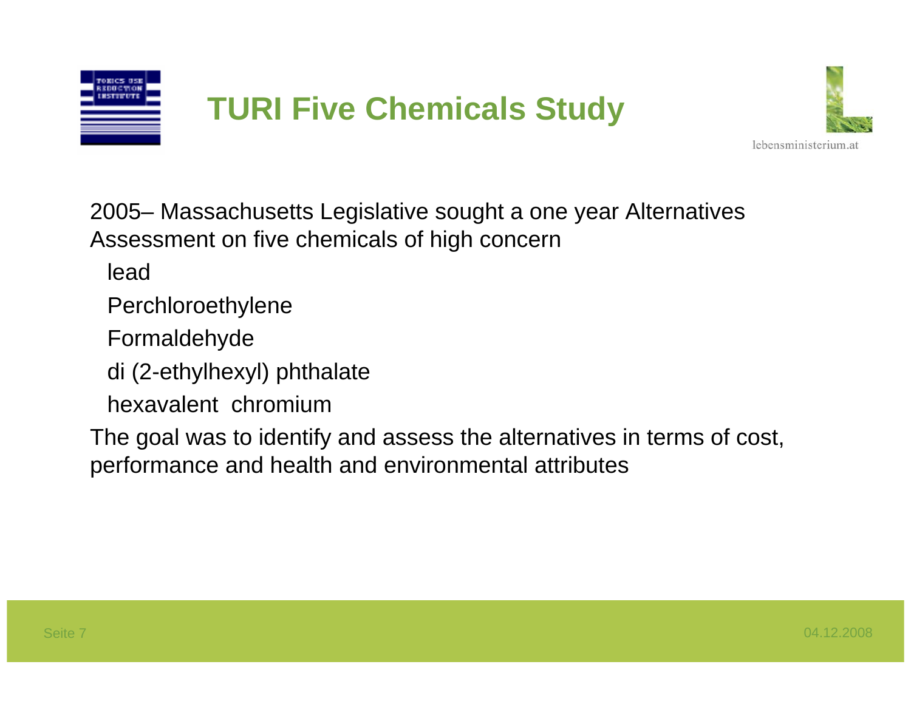# TURI Five Chemicals Study

2005– Massachusetts Legislative sought a one year Alternatives Assessment on five chemicals of high concern

- lead
- Perchloroethylene
- Formaldehyde
- di (2-ethylhexyl) phthalate
- hexavalent chromium

The goal was to identify and assess the alternatives in terms of cost, performance and health and environmental attributes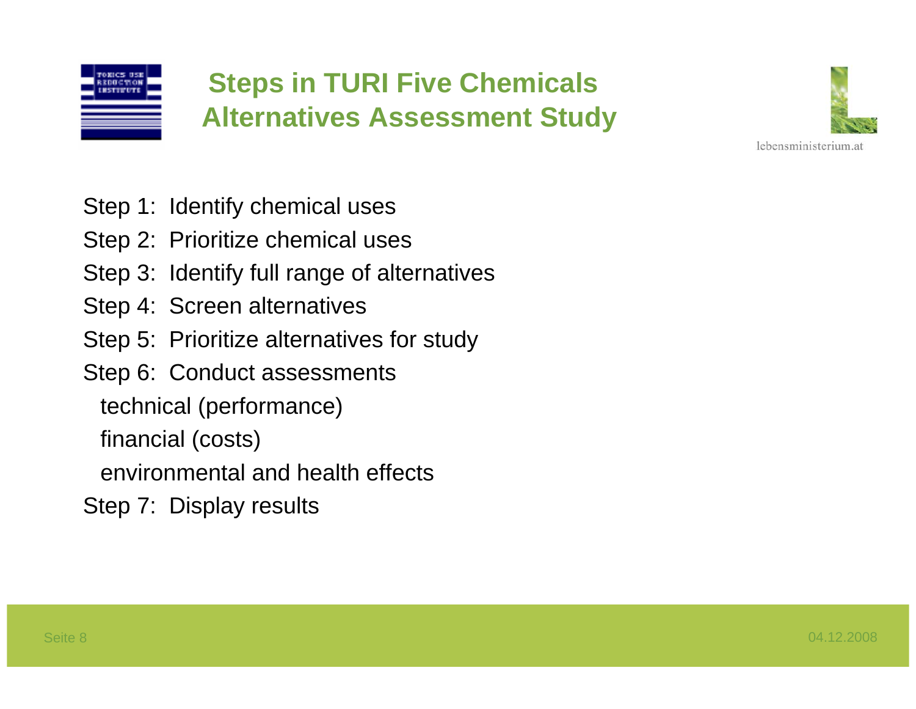# Steps in TURI Five Chemicals Alternatives Assessment Study

Step 1: Identify chemical uses

Step 2: Prioritize chemical uses

Step 3: Identify full range of alternatives

Step 4: Screen alternatives

Step 5: Prioritize alternatives for study

Step 6: Conduct assessments

- technical (performance)
- financial (costs)
- environmental and health effects

Step 7: Display results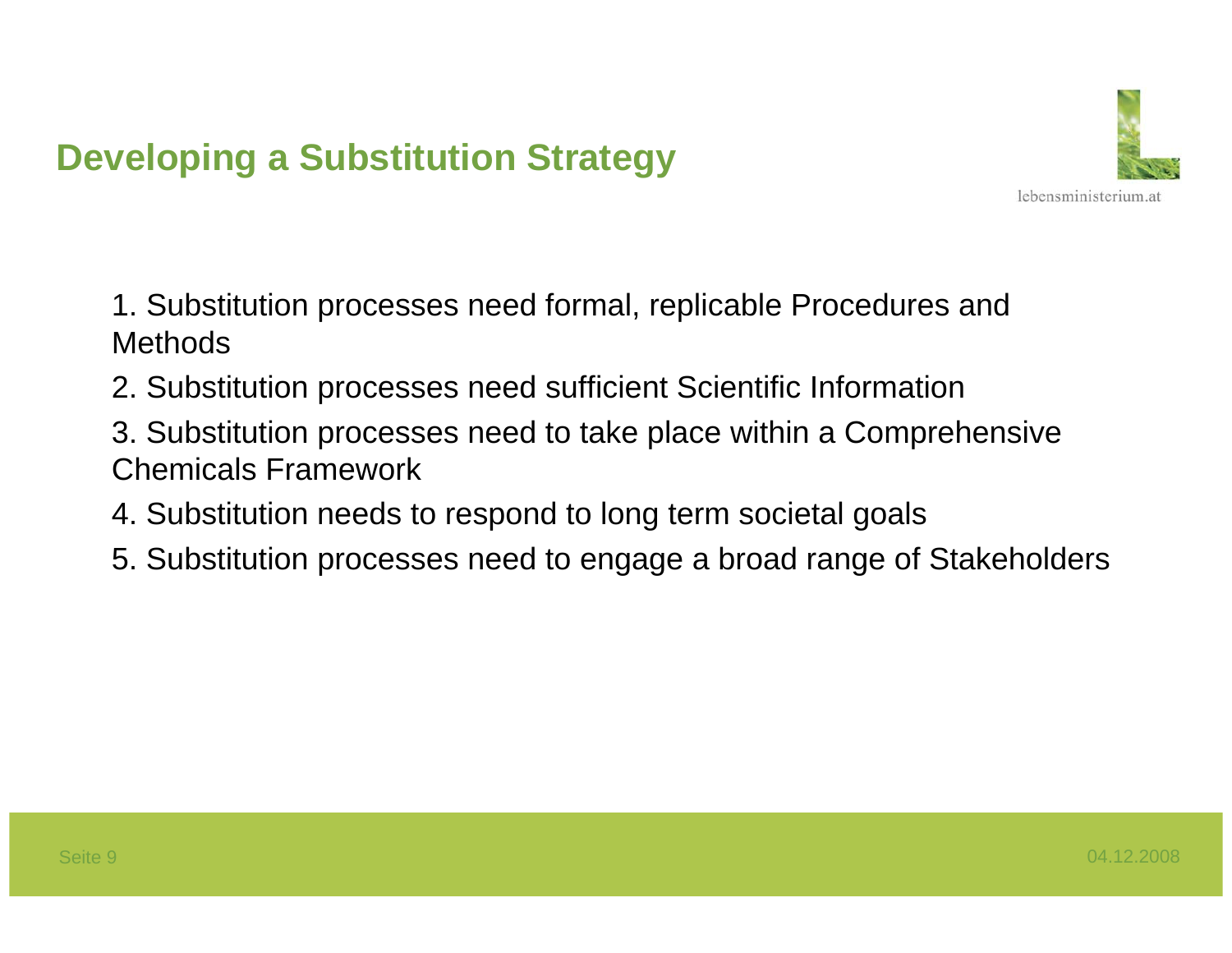# Developing a Substitution Strategy

1. Substitution processes need formal, replicable Procedures and Methods
2. Substitution processes need sufficient Scientific Information
3. Substitution processes need to take place within a Comprehensive Chemicals Framework
4. Substitution needs to respond to long term societal goals
5. Substitution processes need to engage a broad range of Stakeholders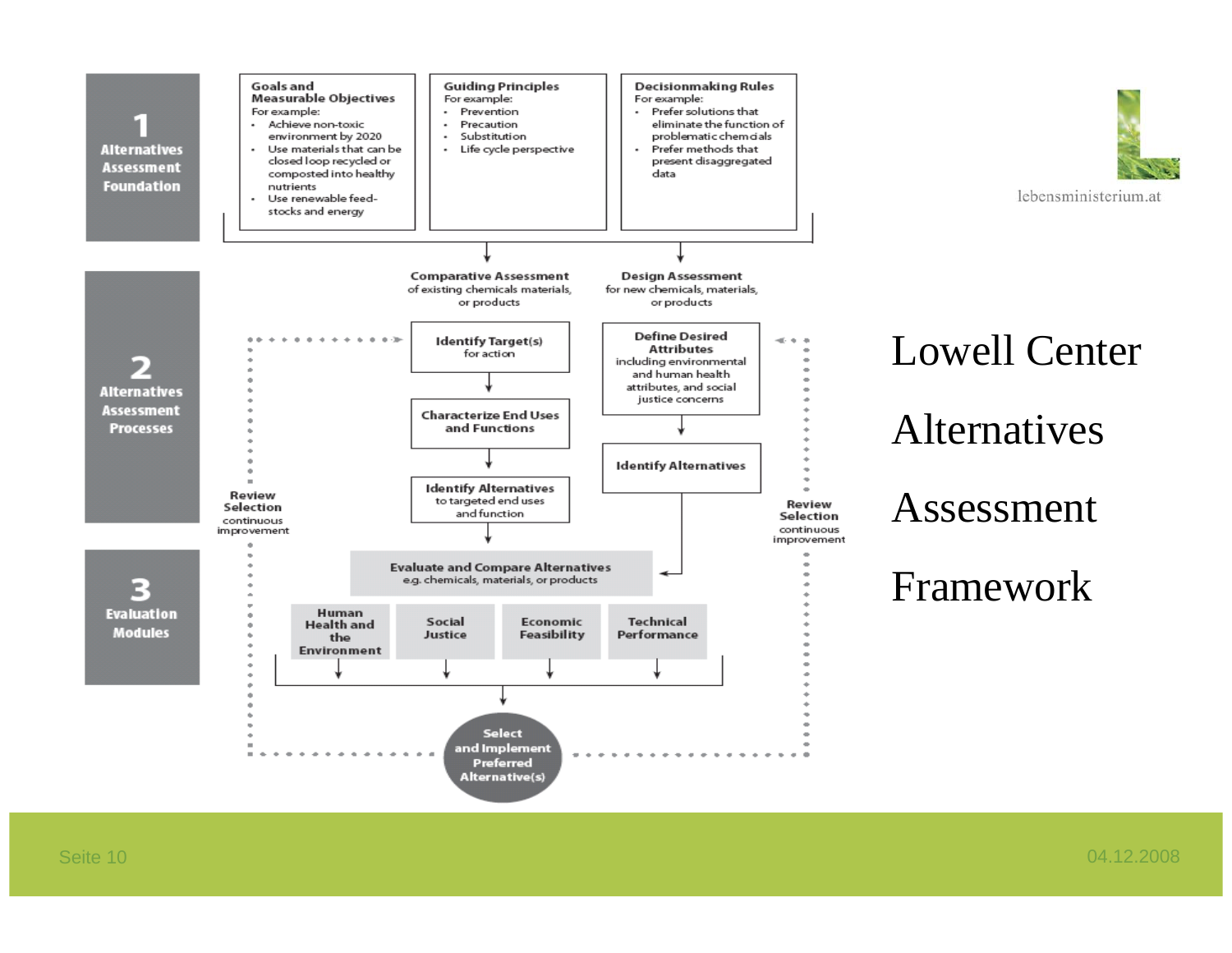# Lowell Center Alternatives Assessment Framework

**1 Alternatives Assessment Foundation**

**Goals and Measurable Objectives**
For example:
- Achieve non-toxic environment by 2020
- Use materials that can be closed loop recycled or composted into healthy nutrients
- Use renewable feed-stocks and energy

**Guiding Principles**
For example:
- Prevention
- Precaution
- Substitution
- Life cycle perspective

**Decisionmaking Rules**
For example:
- Prefer solutions that eliminate the function of problematic chemicals
- Prefer methods that present disaggregated data

**2 Alternatives Assessment Processes**

**Comparative Assessment** of existing chemicals materials, or products
- **Identify Target(s)** for action
- **Characterize End Uses and Functions**
- **Identify Alternatives** to targeted end uses and function

**Design Assessment** for new chemicals, materials, or products
- **Define Desired Attributes** including environmental and human health attributes, and social justice concerns
- **Identify Alternatives**

**Review Selection** continuous improvement

**3 Evaluation Modules**

**Evaluate and Compare Alternatives** e.g. chemicals, materials, or products
- Human Health and the Environment
- Social Justice
- Economic Feasibility
- Technical Performance

**Select and Implement Preferred Alternative(s)**

lebensministerium.at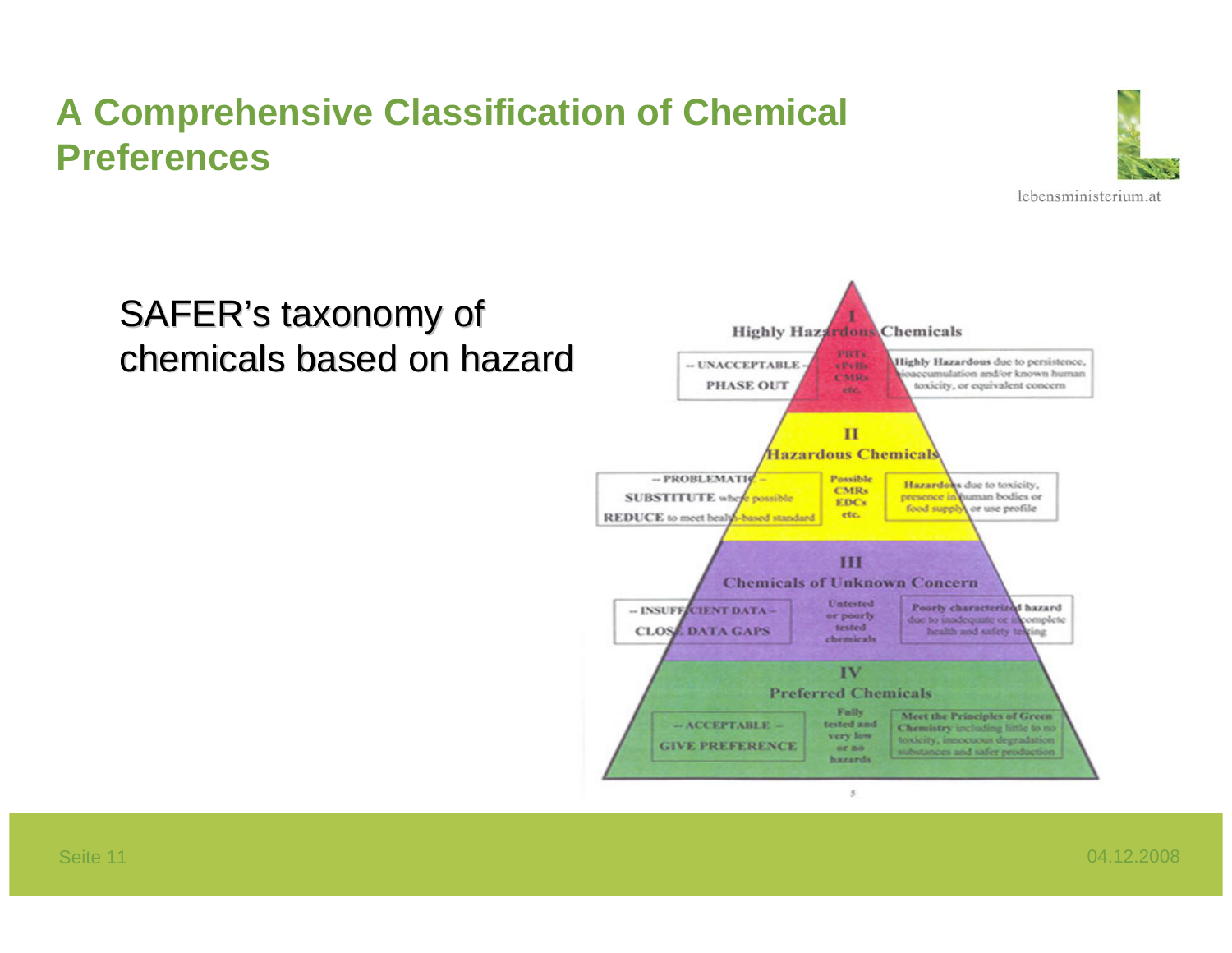# A Comprehensive Classification of Chemical Preferences

SAFER's taxonomy of chemicals based on hazard

**I – Highly Hazardous Chemicals**

- – UNACCEPTABLE – PHASE OUT
- PBTs, vPvBs, CMRs, etc.
- Highly Hazardous due to persistence, bioaccumulation and/or known human toxicity, or equivalent concern

**II – Hazardous Chemicals**

- – PROBLEMATIC – SUBSTITUTE where possible; REDUCE to meet health-based standard
- Possible CMRs, EDCs, etc.
- Hazardous due to toxicity, presence in human bodies or food supply, or use profile

**III – Chemicals of Unknown Concern**

- – INSUFFICIENT DATA – CLOSE DATA GAPS
- Untested or poorly tested chemicals
- Poorly characterized hazard due to inadequate or incomplete health and safety testing

**IV – Preferred Chemicals**

- – ACCEPTABLE – GIVE PREFERENCE
- Fully tested and very low or no hazards
- Meet the Principles of Green Chemistry including little to no toxicity, innocuous degradation substances and safer production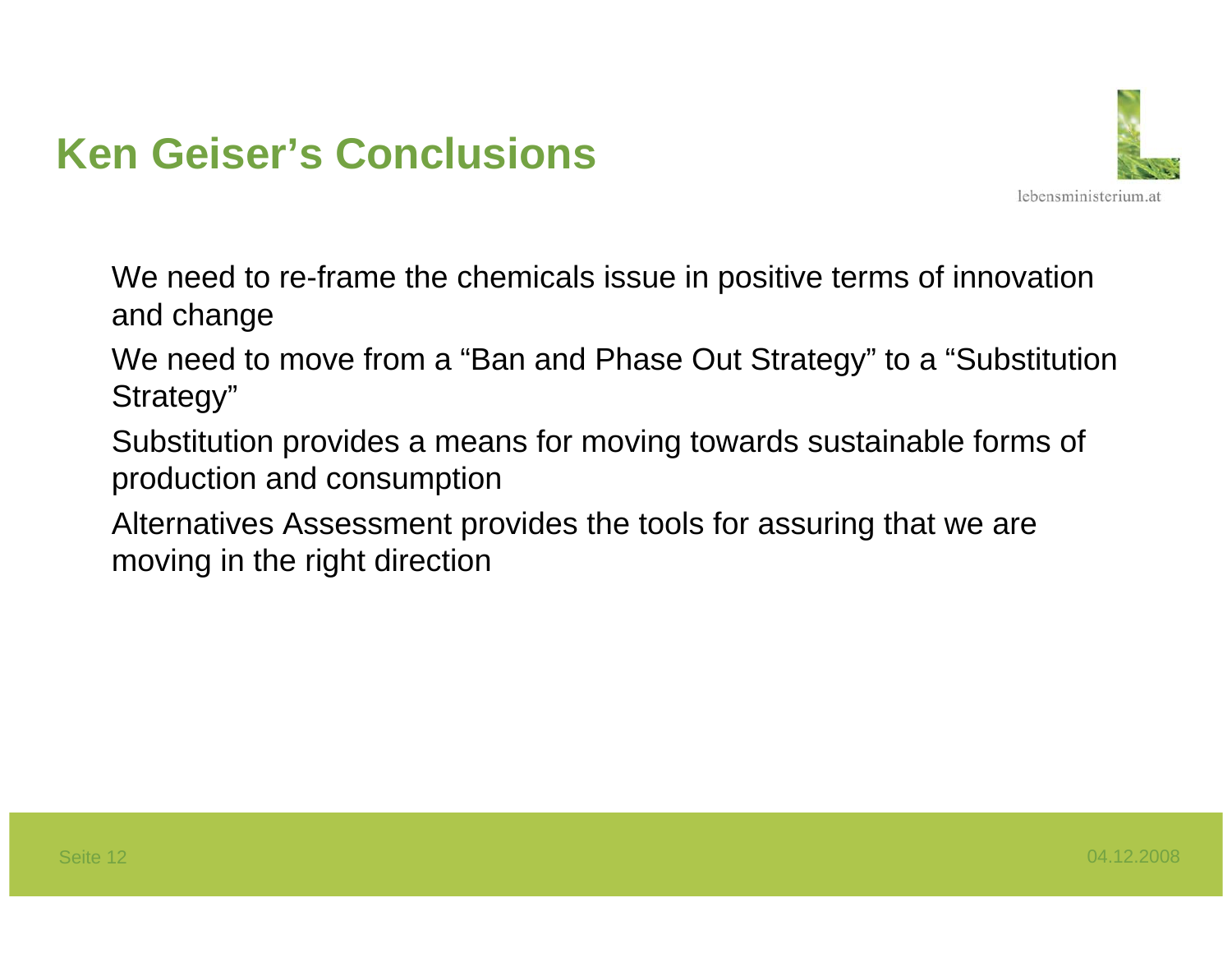# Ken Geiser's Conclusions

We need to re-frame the chemicals issue in positive terms of innovation and change

We need to move from a "Ban and Phase Out Strategy" to a "Substitution Strategy"

Substitution provides a means for moving towards sustainable forms of production and consumption

Alternatives Assessment provides the tools for assuring that we are moving in the right direction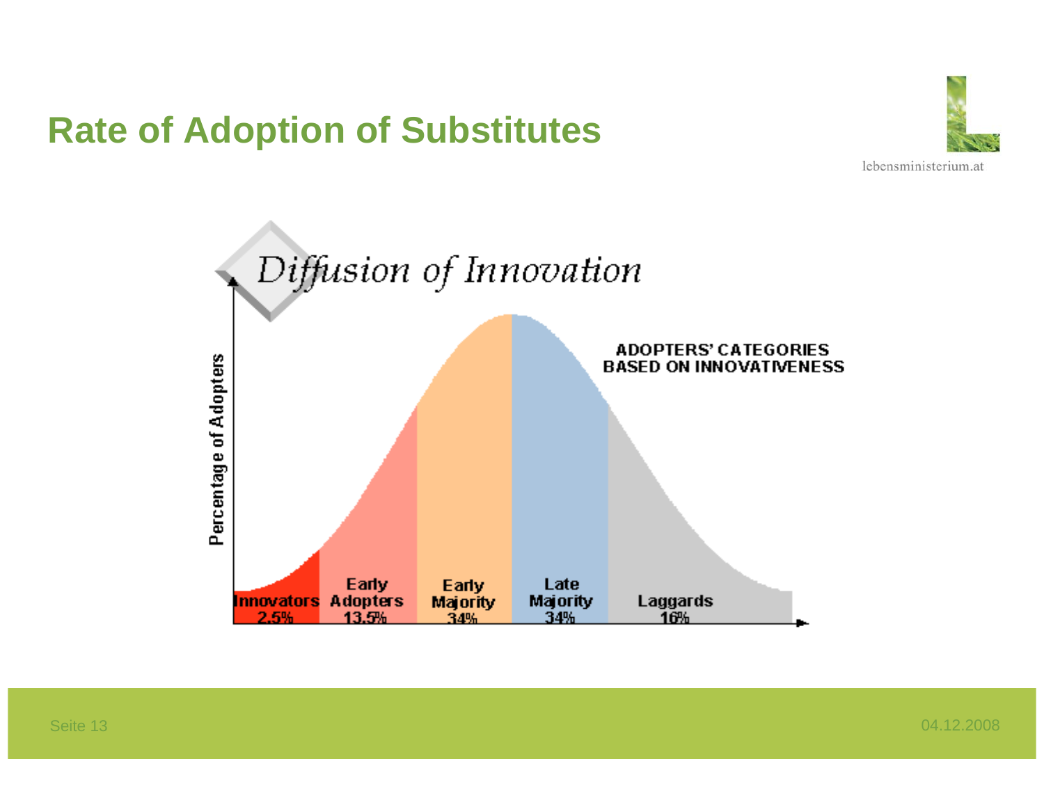# Rate of Adoption of Substitutes

Diffusion of Innovation

ADOPTERS' CATEGORIES BASED ON INNOVATIVENESS

Percentage of Adopters

Innovators 2.5%

Early Adopters 13.5%

Early Majority 34%

Late Majority 34%

Laggards 16%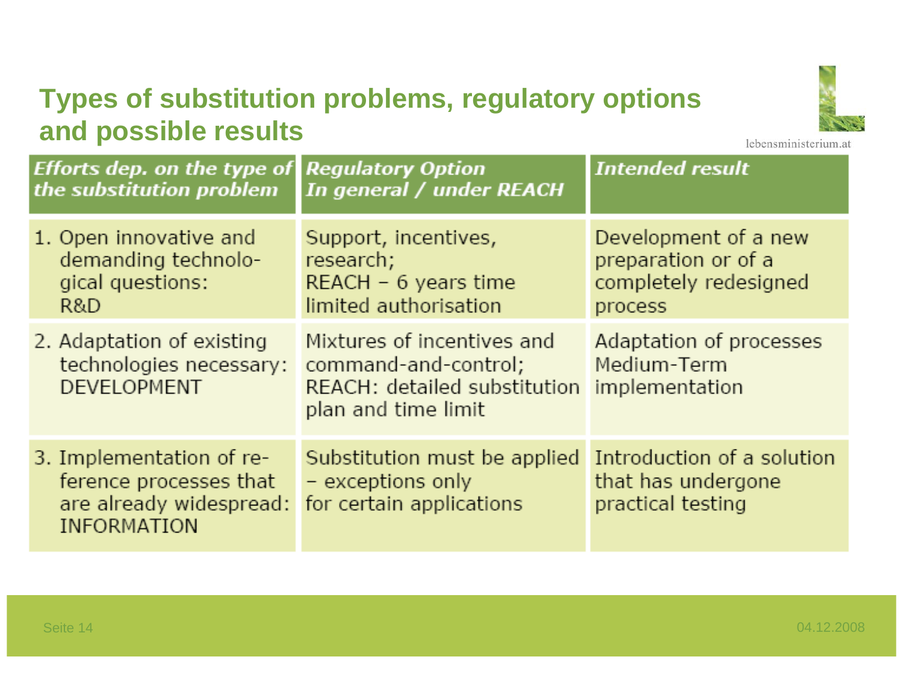# Types of substitution problems, regulatory options and possible results

| *Efforts dep. on the type of the substitution problem* | *Regulatory Option In general / under REACH* | *Intended result* |
|---|---|---|
| 1. Open innovative and demanding technological questions: R&D | Support, incentives, research; REACH – 6 years time limited authorisation | Development of a new preparation or of a completely redesigned process |
| 2. Adaptation of existing technologies necessary: DEVELOPMENT | Mixtures of incentives and command-and-control; REACH: detailed substitution plan and time limit | Adaptation of processes Medium-Term implementation |
| 3. Implementation of reference processes that are already widespread: INFORMATION | Substitution must be applied – exceptions only for certain applications | Introduction of a solution that has undergone practical testing |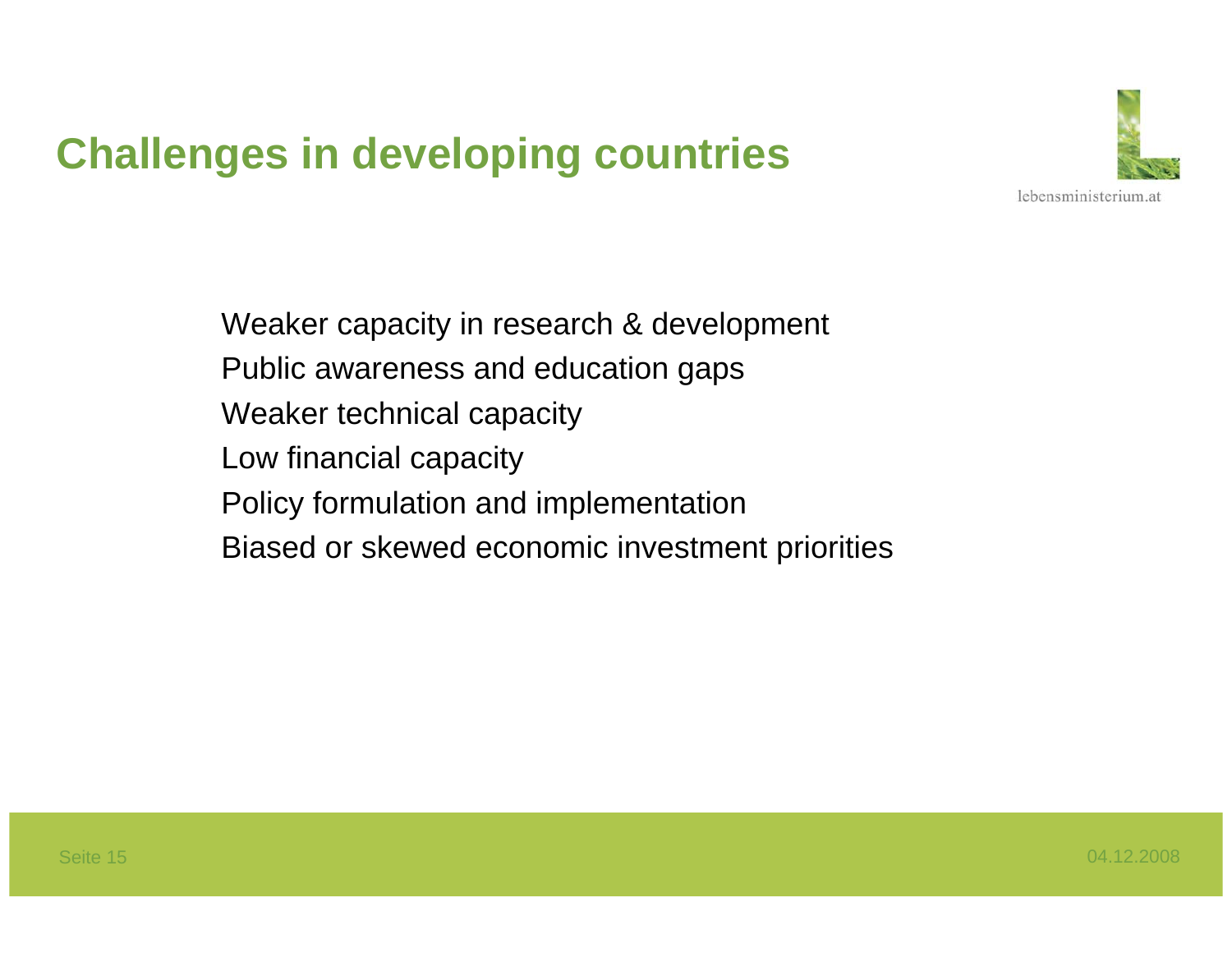# Challenges in developing countries

Weaker capacity in research & development

Public awareness and education gaps

Weaker technical capacity

Low financial capacity

Policy formulation and implementation

Biased or skewed economic investment priorities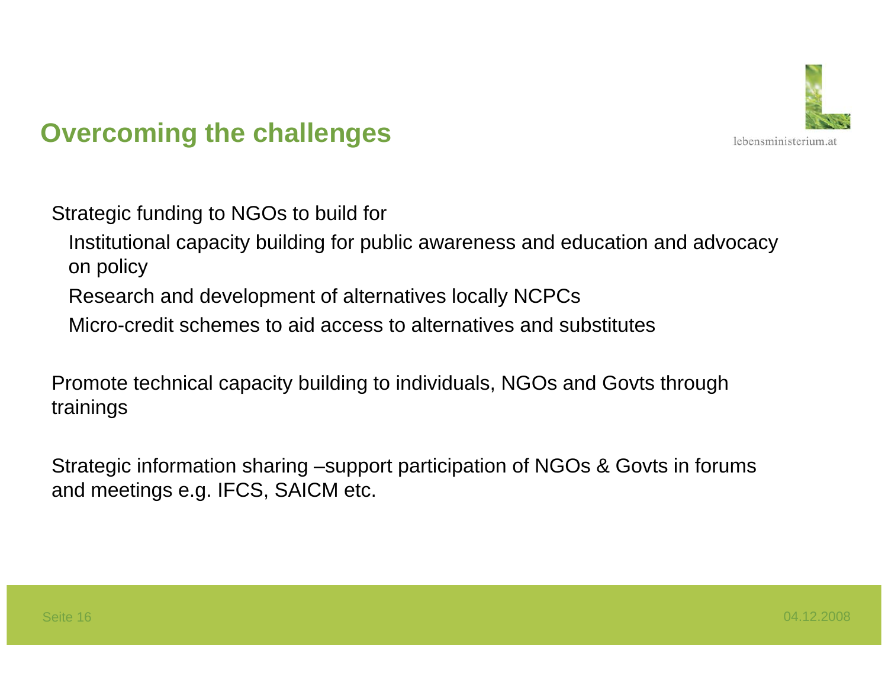## Overcoming the challenges

Strategic funding to NGOs to build for

- Institutional capacity building for public awareness and education and advocacy on policy
- Research and development of alternatives locally NCPCs
- Micro-credit schemes to aid access to alternatives and substitutes

Promote technical capacity building to individuals, NGOs and Govts through trainings

Strategic information sharing –support participation of NGOs & Govts in forums and meetings e.g. IFCS, SAICM etc.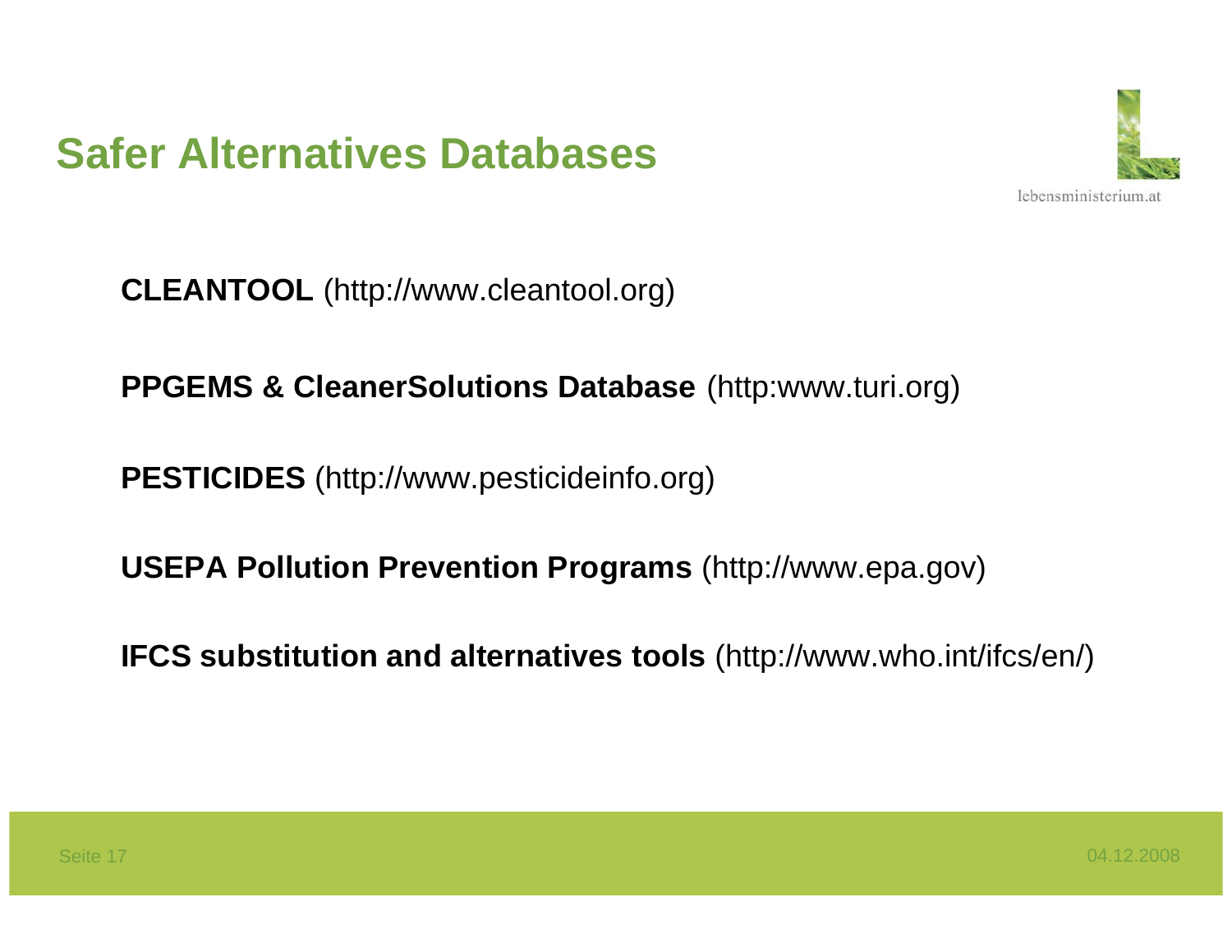# Safer Alternatives Databases

**CLEANTOOL** (http://www.cleantool.org)

**PPGEMS & CleanerSolutions Database** (http:www.turi.org)

**PESTICIDES** (http://www.pesticideinfo.org)

**USEPA Pollution Prevention Programs** (http://www.epa.gov)

**IFCS substitution and alternatives tools** (http://www.who.int/ifcs/en/)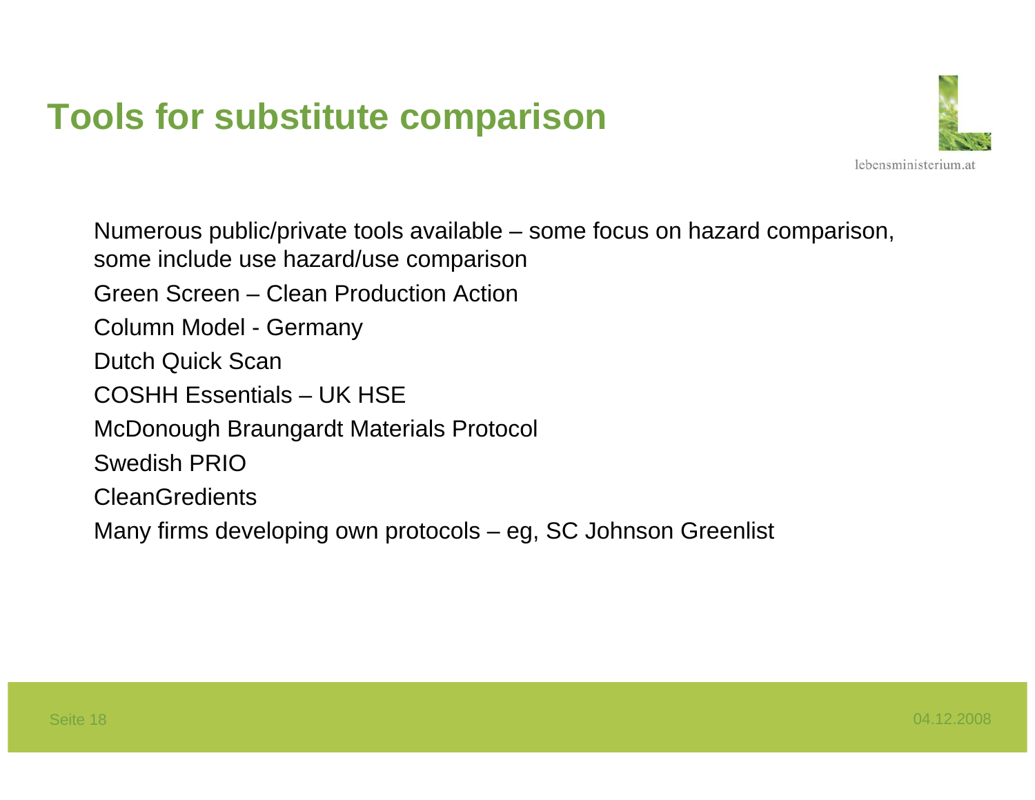# Tools for substitute comparison

Numerous public/private tools available – some focus on hazard comparison, some include use hazard/use comparison

Green Screen – Clean Production Action

Column Model - Germany

Dutch Quick Scan

COSHH Essentials – UK HSE

McDonough Braungardt Materials Protocol

Swedish PRIO

CleanGredients

Many firms developing own protocols – eg, SC Johnson Greenlist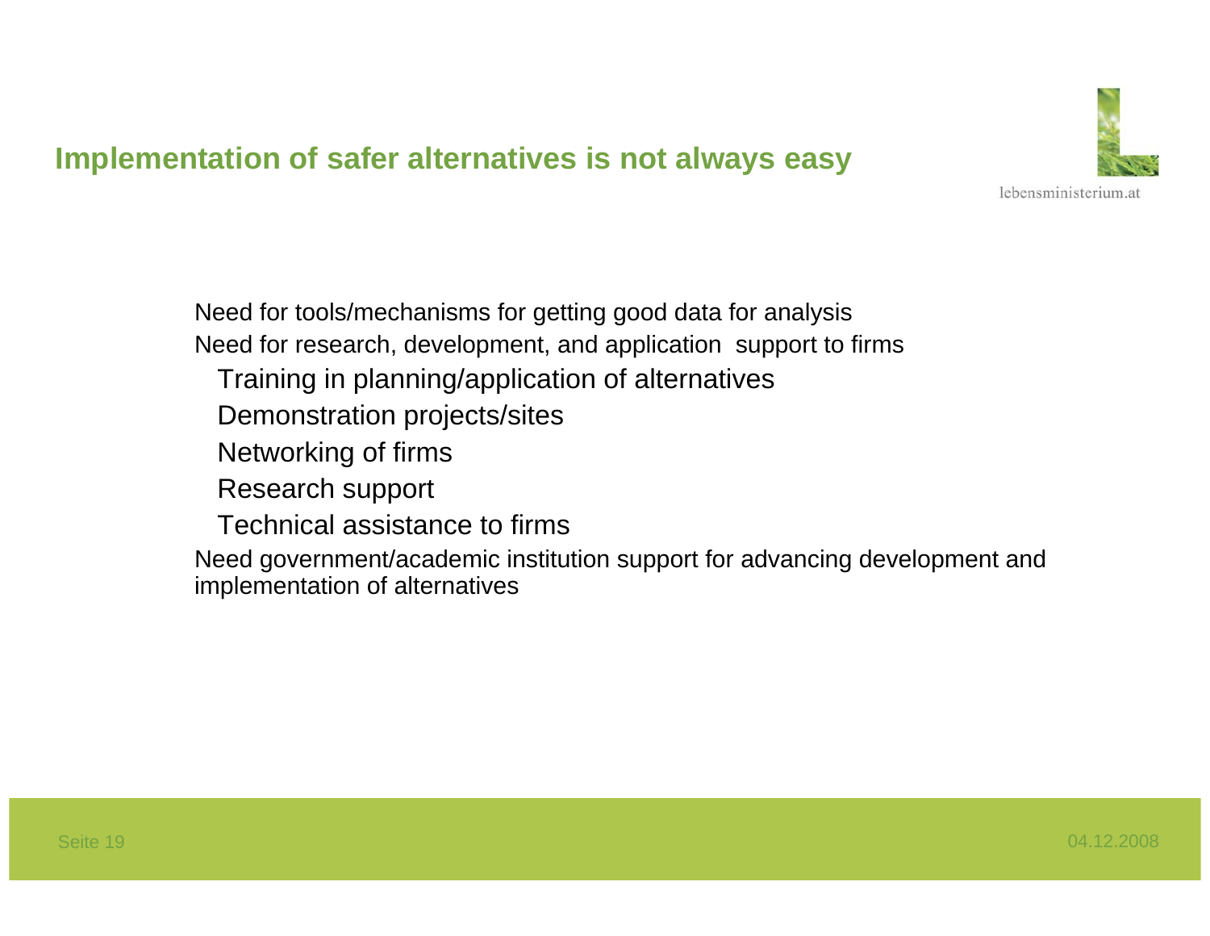## Implementation of safer alternatives is not always easy

- Need for tools/mechanisms for getting good data for analysis
- Need for research, development, and application support to firms
  - Training in planning/application of alternatives
  - Demonstration projects/sites
  - Networking of firms
  - Research support
  - Technical assistance to firms
- Need government/academic institution support for advancing development and implementation of alternatives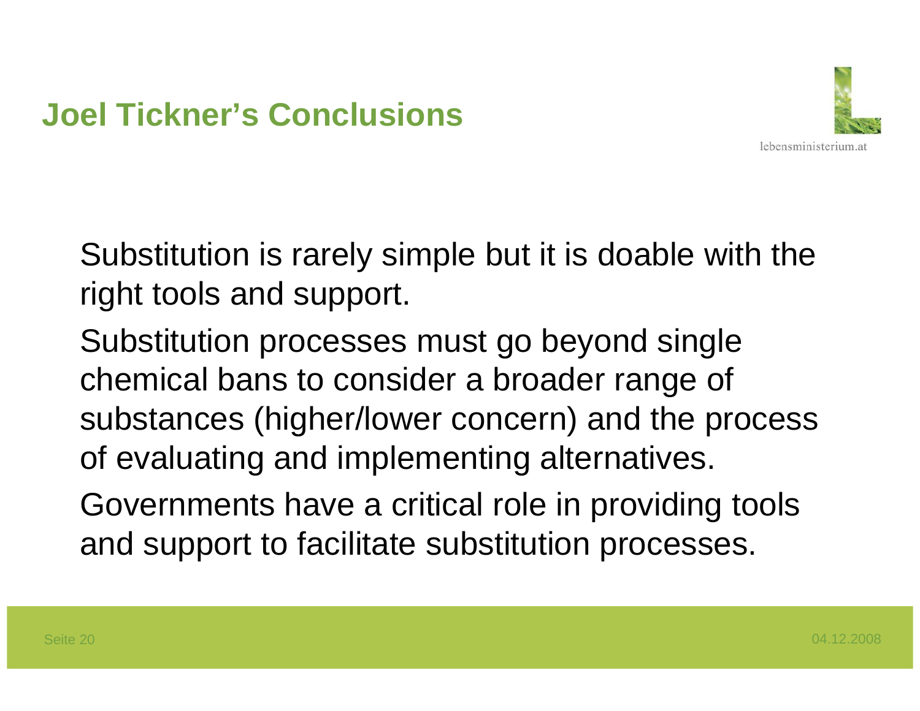# Joel Tickner's Conclusions

Substitution is rarely simple but it is doable with the right tools and support.

Substitution processes must go beyond single chemical bans to consider a broader range of substances (higher/lower concern) and the process of evaluating and implementing alternatives.

Governments have a critical role in providing tools and support to facilitate substitution processes.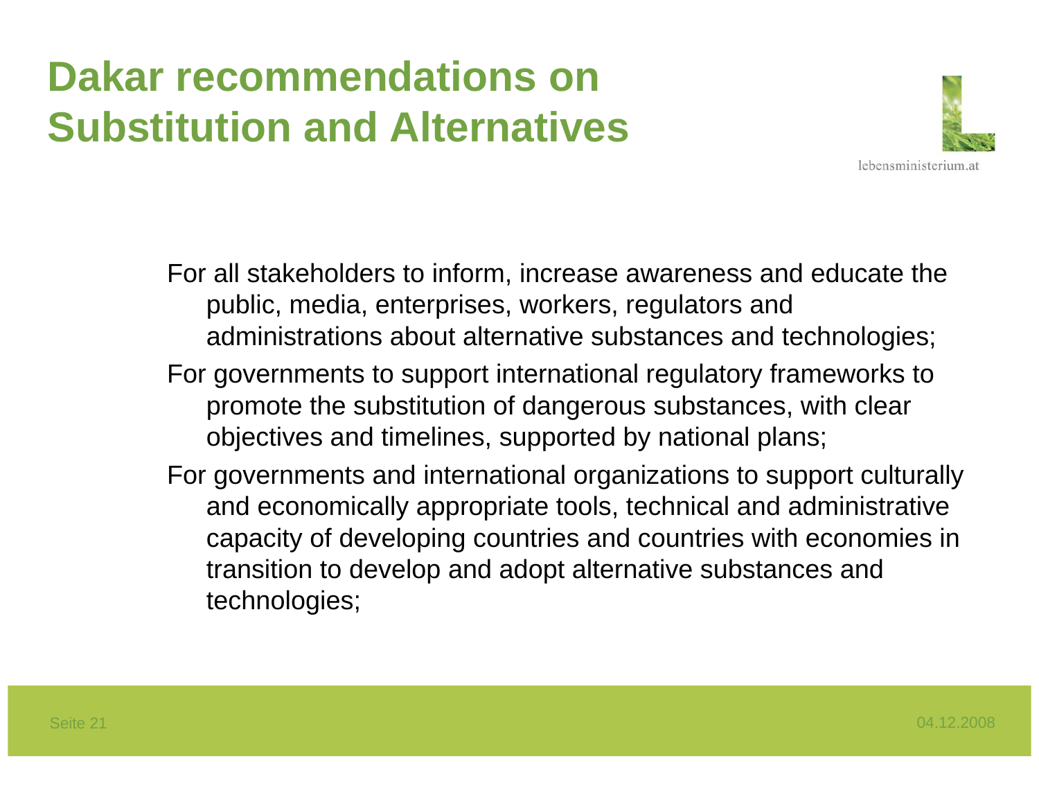# Dakar recommendations on Substitution and Alternatives

For all stakeholders to inform, increase awareness and educate the public, media, enterprises, workers, regulators and administrations about alternative substances and technologies;

For governments to support international regulatory frameworks to promote the substitution of dangerous substances, with clear objectives and timelines, supported by national plans;

For governments and international organizations to support culturally and economically appropriate tools, technical and administrative capacity of developing countries and countries with economies in transition to develop and adopt alternative substances and technologies;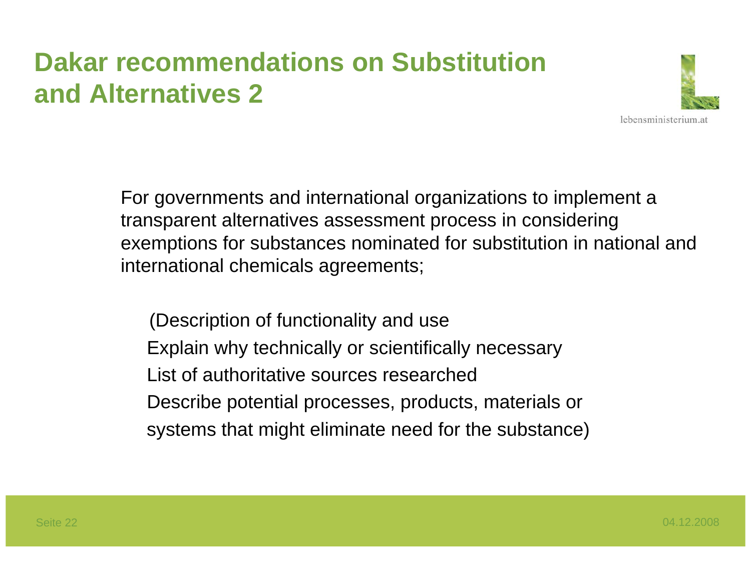# Dakar recommendations on Substitution and Alternatives 2

For governments and international organizations to implement a transparent alternatives assessment process in considering exemptions for substances nominated for substitution in national and international chemicals agreements;

(Description of functionality and use
Explain why technically or scientifically necessary
List of authoritative sources researched
Describe potential processes, products, materials or systems that might eliminate need for the substance)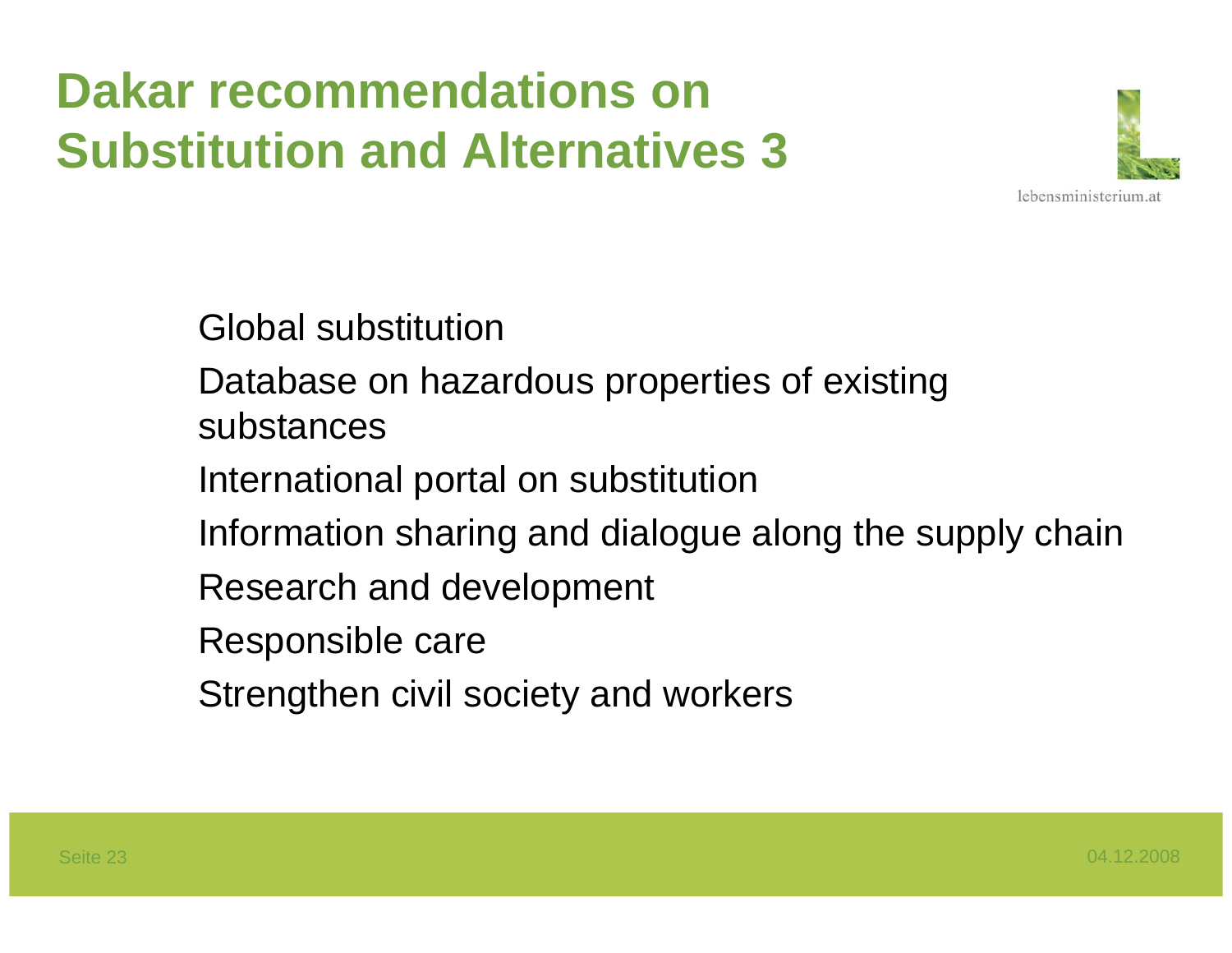# Dakar recommendations on Substitution and Alternatives 3

- Global substitution
- Database on hazardous properties of existing substances
- International portal on substitution
- Information sharing and dialogue along the supply chain
- Research and development
- Responsible care
- Strengthen civil society and workers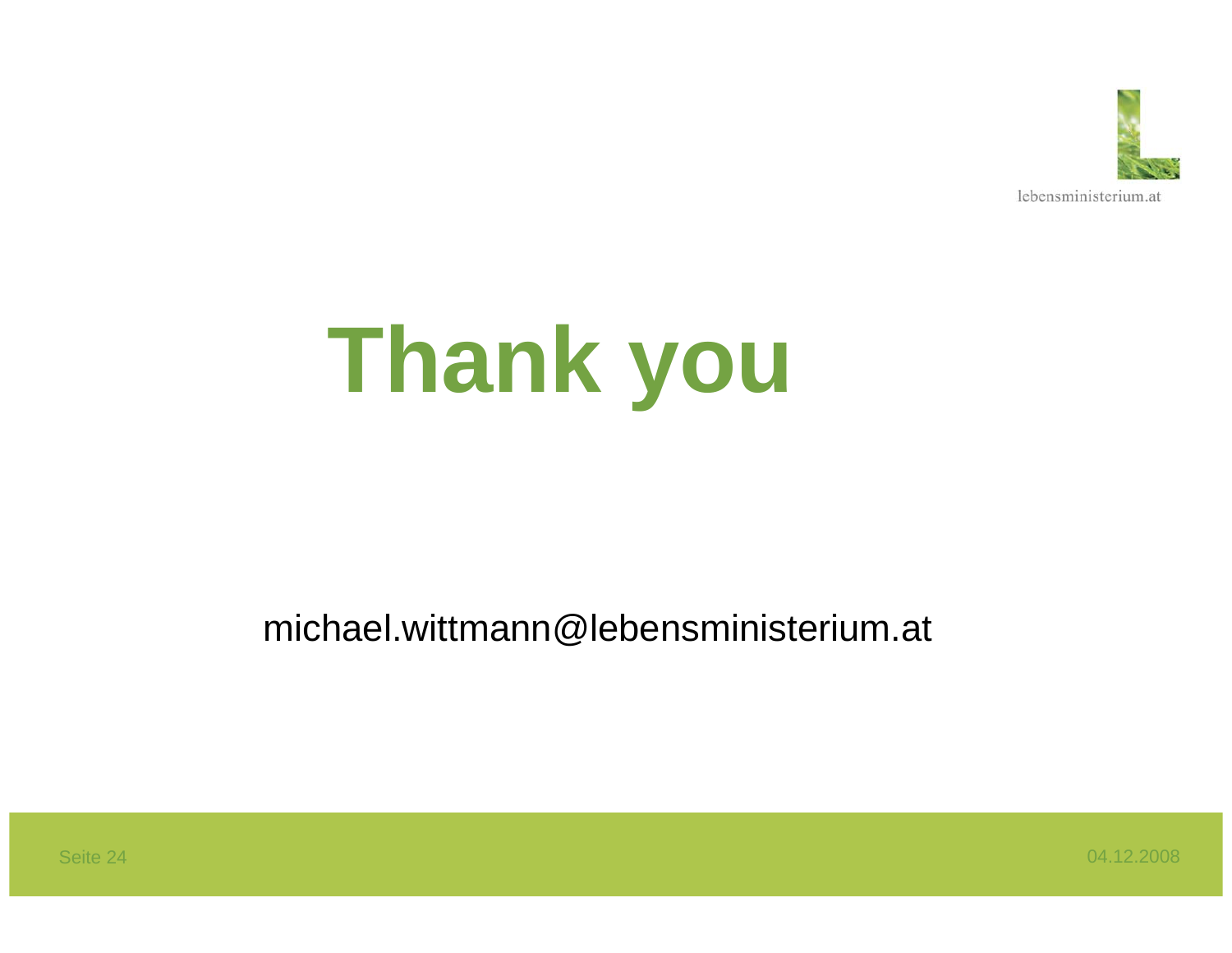# Thank you

michael.wittmann@lebensministerium.at